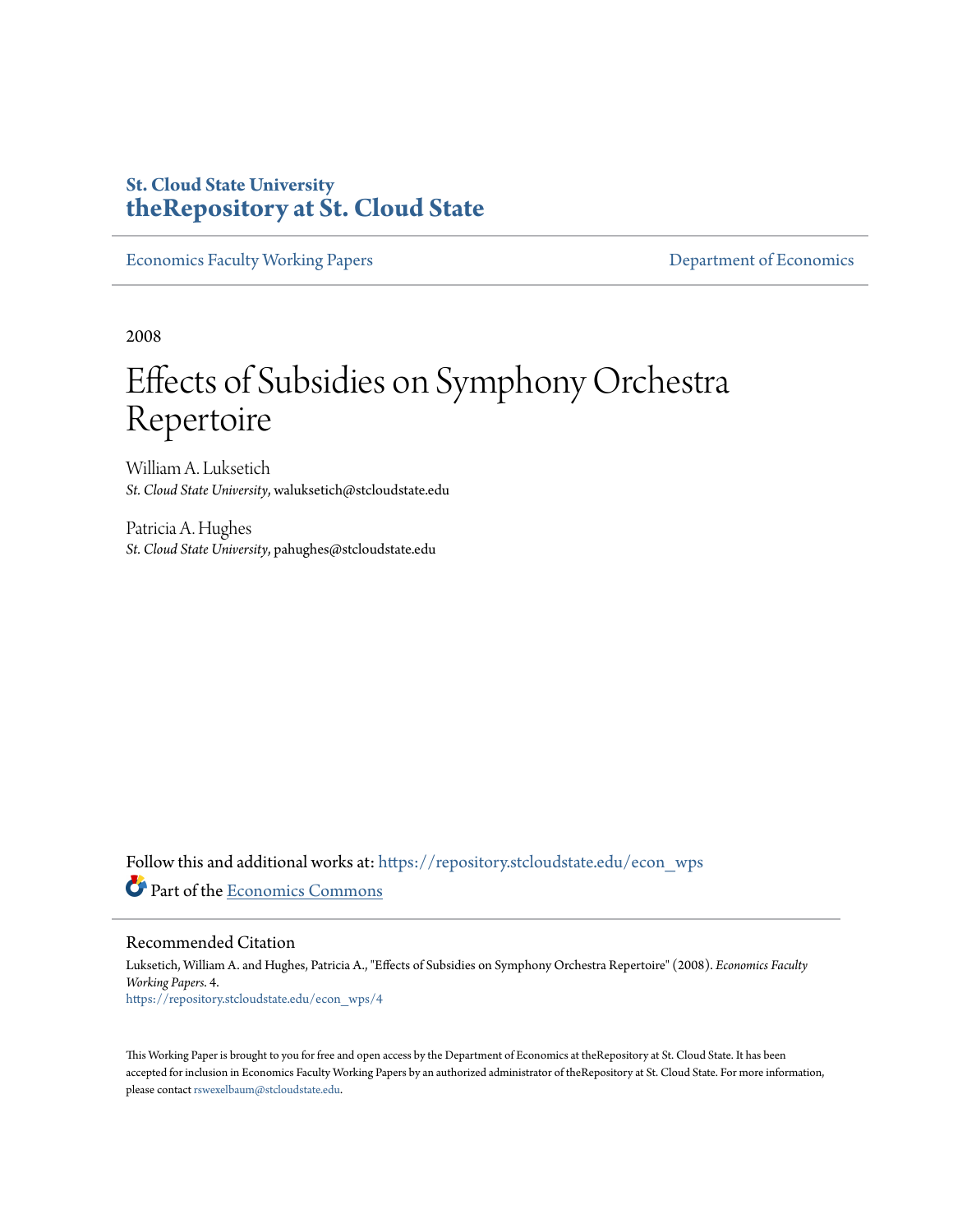St. Cloud State University
**theRepository at St. Cloud State**

Economics Faculty Working Papers | Department of Economics

2008

# Effects of Subsidies on Symphony Orchestra Repertoire

William A. Luksetich
*St. Cloud State University*, waluksetich@stcloudstate.edu

Patricia A. Hughes
*St. Cloud State University*, pahughes@stcloudstate.edu

Follow this and additional works at: https://repository.stcloudstate.edu/econ_wps

Part of the Economics Commons

## Recommended Citation

Luksetich, William A. and Hughes, Patricia A., "Effects of Subsidies on Symphony Orchestra Repertoire" (2008). *Economics Faculty Working Papers*. 4.
https://repository.stcloudstate.edu/econ_wps/4

This Working Paper is brought to you for free and open access by the Department of Economics at theRepository at St. Cloud State. It has been accepted for inclusion in Economics Faculty Working Papers by an authorized administrator of theRepository at St. Cloud State. For more information, please contact rswexelbaum@stcloudstate.edu.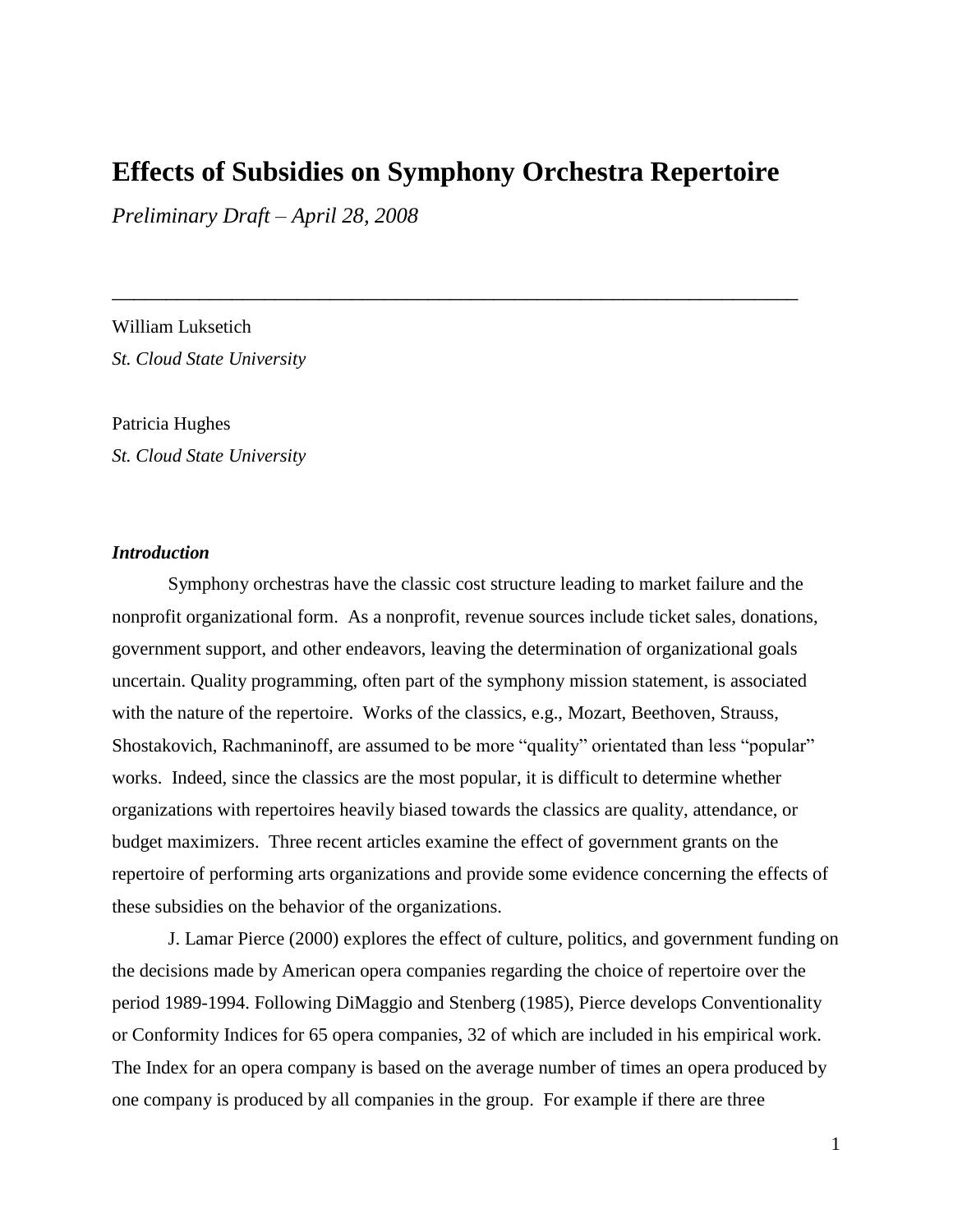# Effects of Subsidies on Symphony Orchestra Repertoire

*Preliminary Draft – April 28, 2008*

---

William Luksetich
*St. Cloud State University*

Patricia Hughes
*St. Cloud State University*

### *Introduction*

Symphony orchestras have the classic cost structure leading to market failure and the nonprofit organizational form. As a nonprofit, revenue sources include ticket sales, donations, government support, and other endeavors, leaving the determination of organizational goals uncertain. Quality programming, often part of the symphony mission statement, is associated with the nature of the repertoire. Works of the classics, e.g., Mozart, Beethoven, Strauss, Shostakovich, Rachmaninoff, are assumed to be more "quality" orientated than less "popular" works. Indeed, since the classics are the most popular, it is difficult to determine whether organizations with repertoires heavily biased towards the classics are quality, attendance, or budget maximizers. Three recent articles examine the effect of government grants on the repertoire of performing arts organizations and provide some evidence concerning the effects of these subsidies on the behavior of the organizations.

J. Lamar Pierce (2000) explores the effect of culture, politics, and government funding on the decisions made by American opera companies regarding the choice of repertoire over the period 1989-1994. Following DiMaggio and Stenberg (1985), Pierce develops Conventionality or Conformity Indices for 65 opera companies, 32 of which are included in his empirical work. The Index for an opera company is based on the average number of times an opera produced by one company is produced by all companies in the group. For example if there are three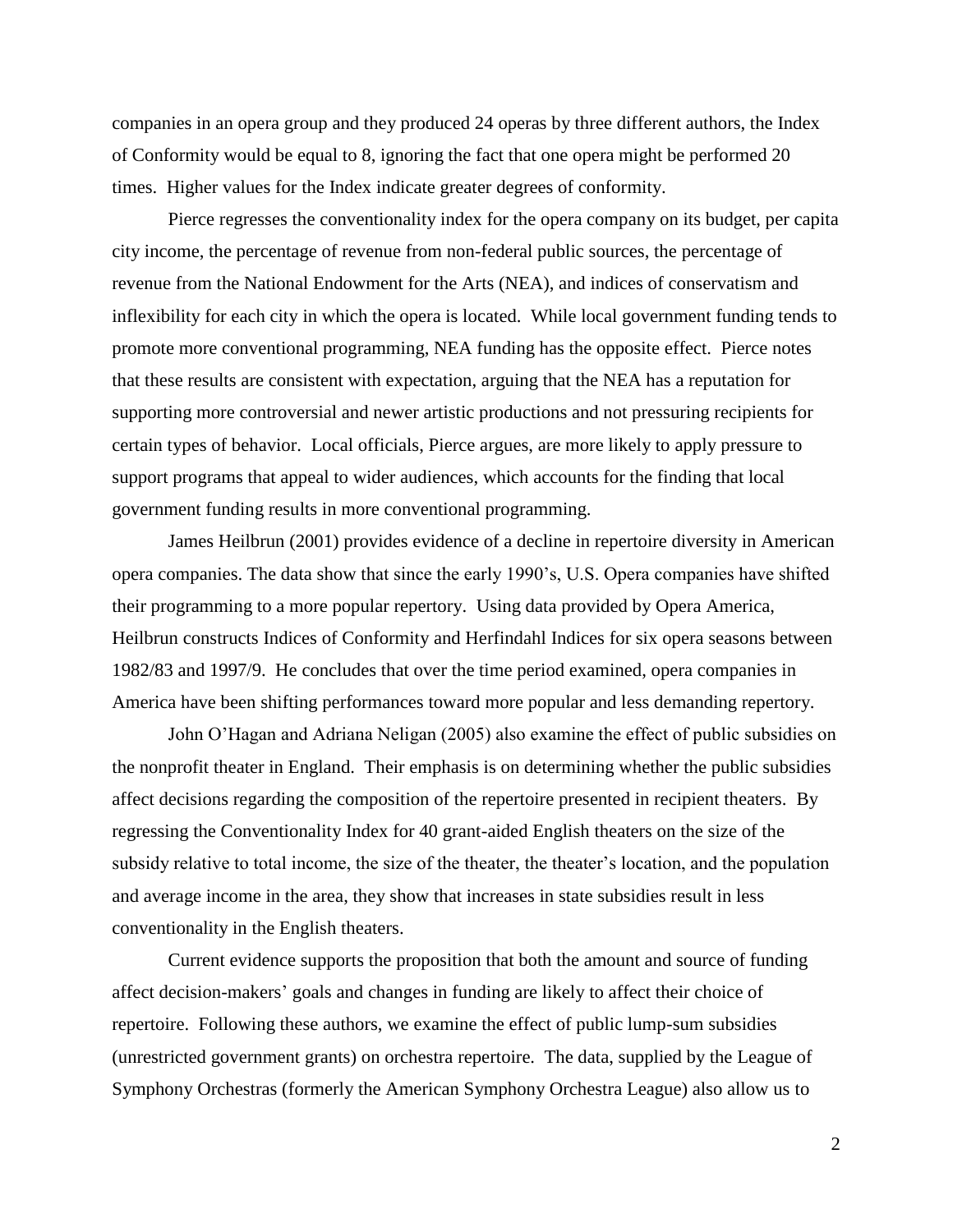companies in an opera group and they produced 24 operas by three different authors, the Index of Conformity would be equal to 8, ignoring the fact that one opera might be performed 20 times. Higher values for the Index indicate greater degrees of conformity.

Pierce regresses the conventionality index for the opera company on its budget, per capita city income, the percentage of revenue from non-federal public sources, the percentage of revenue from the National Endowment for the Arts (NEA), and indices of conservatism and inflexibility for each city in which the opera is located. While local government funding tends to promote more conventional programming, NEA funding has the opposite effect. Pierce notes that these results are consistent with expectation, arguing that the NEA has a reputation for supporting more controversial and newer artistic productions and not pressuring recipients for certain types of behavior. Local officials, Pierce argues, are more likely to apply pressure to support programs that appeal to wider audiences, which accounts for the finding that local government funding results in more conventional programming.

James Heilbrun (2001) provides evidence of a decline in repertoire diversity in American opera companies. The data show that since the early 1990's, U.S. Opera companies have shifted their programming to a more popular repertory. Using data provided by Opera America, Heilbrun constructs Indices of Conformity and Herfindahl Indices for six opera seasons between 1982/83 and 1997/9. He concludes that over the time period examined, opera companies in America have been shifting performances toward more popular and less demanding repertory.

John O'Hagan and Adriana Neligan (2005) also examine the effect of public subsidies on the nonprofit theater in England. Their emphasis is on determining whether the public subsidies affect decisions regarding the composition of the repertoire presented in recipient theaters. By regressing the Conventionality Index for 40 grant-aided English theaters on the size of the subsidy relative to total income, the size of the theater, the theater's location, and the population and average income in the area, they show that increases in state subsidies result in less conventionality in the English theaters.

Current evidence supports the proposition that both the amount and source of funding affect decision-makers' goals and changes in funding are likely to affect their choice of repertoire. Following these authors, we examine the effect of public lump-sum subsidies (unrestricted government grants) on orchestra repertoire. The data, supplied by the League of Symphony Orchestras (formerly the American Symphony Orchestra League) also allow us to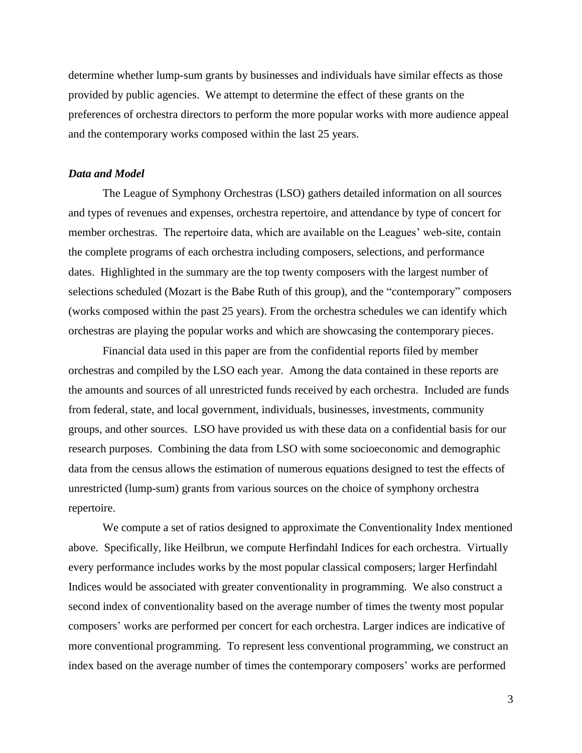determine whether lump-sum grants by businesses and individuals have similar effects as those provided by public agencies. We attempt to determine the effect of these grants on the preferences of orchestra directors to perform the more popular works with more audience appeal and the contemporary works composed within the last 25 years.

### *Data and Model*

The League of Symphony Orchestras (LSO) gathers detailed information on all sources and types of revenues and expenses, orchestra repertoire, and attendance by type of concert for member orchestras. The repertoire data, which are available on the Leagues' web-site, contain the complete programs of each orchestra including composers, selections, and performance dates. Highlighted in the summary are the top twenty composers with the largest number of selections scheduled (Mozart is the Babe Ruth of this group), and the "contemporary" composers (works composed within the past 25 years). From the orchestra schedules we can identify which orchestras are playing the popular works and which are showcasing the contemporary pieces.

Financial data used in this paper are from the confidential reports filed by member orchestras and compiled by the LSO each year. Among the data contained in these reports are the amounts and sources of all unrestricted funds received by each orchestra. Included are funds from federal, state, and local government, individuals, businesses, investments, community groups, and other sources. LSO have provided us with these data on a confidential basis for our research purposes. Combining the data from LSO with some socioeconomic and demographic data from the census allows the estimation of numerous equations designed to test the effects of unrestricted (lump-sum) grants from various sources on the choice of symphony orchestra repertoire.

We compute a set of ratios designed to approximate the Conventionality Index mentioned above. Specifically, like Heilbrun, we compute Herfindahl Indices for each orchestra. Virtually every performance includes works by the most popular classical composers; larger Herfindahl Indices would be associated with greater conventionality in programming. We also construct a second index of conventionality based on the average number of times the twenty most popular composers' works are performed per concert for each orchestra. Larger indices are indicative of more conventional programming. To represent less conventional programming, we construct an index based on the average number of times the contemporary composers' works are performed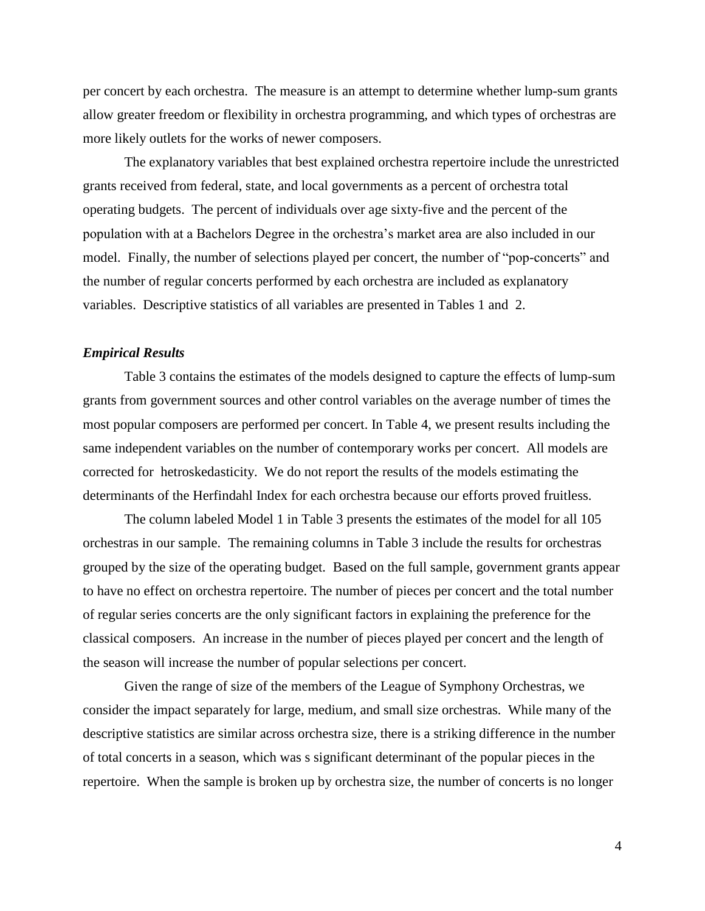per concert by each orchestra. The measure is an attempt to determine whether lump-sum grants allow greater freedom or flexibility in orchestra programming, and which types of orchestras are more likely outlets for the works of newer composers.

The explanatory variables that best explained orchestra repertoire include the unrestricted grants received from federal, state, and local governments as a percent of orchestra total operating budgets. The percent of individuals over age sixty-five and the percent of the population with at a Bachelors Degree in the orchestra's market area are also included in our model. Finally, the number of selections played per concert, the number of "pop-concerts" and the number of regular concerts performed by each orchestra are included as explanatory variables. Descriptive statistics of all variables are presented in Tables 1 and 2.

### *Empirical Results*

Table 3 contains the estimates of the models designed to capture the effects of lump-sum grants from government sources and other control variables on the average number of times the most popular composers are performed per concert. In Table 4, we present results including the same independent variables on the number of contemporary works per concert. All models are corrected for hetroskedasticity. We do not report the results of the models estimating the determinants of the Herfindahl Index for each orchestra because our efforts proved fruitless.

The column labeled Model 1 in Table 3 presents the estimates of the model for all 105 orchestras in our sample. The remaining columns in Table 3 include the results for orchestras grouped by the size of the operating budget. Based on the full sample, government grants appear to have no effect on orchestra repertoire. The number of pieces per concert and the total number of regular series concerts are the only significant factors in explaining the preference for the classical composers. An increase in the number of pieces played per concert and the length of the season will increase the number of popular selections per concert.

Given the range of size of the members of the League of Symphony Orchestras, we consider the impact separately for large, medium, and small size orchestras. While many of the descriptive statistics are similar across orchestra size, there is a striking difference in the number of total concerts in a season, which was s significant determinant of the popular pieces in the repertoire. When the sample is broken up by orchestra size, the number of concerts is no longer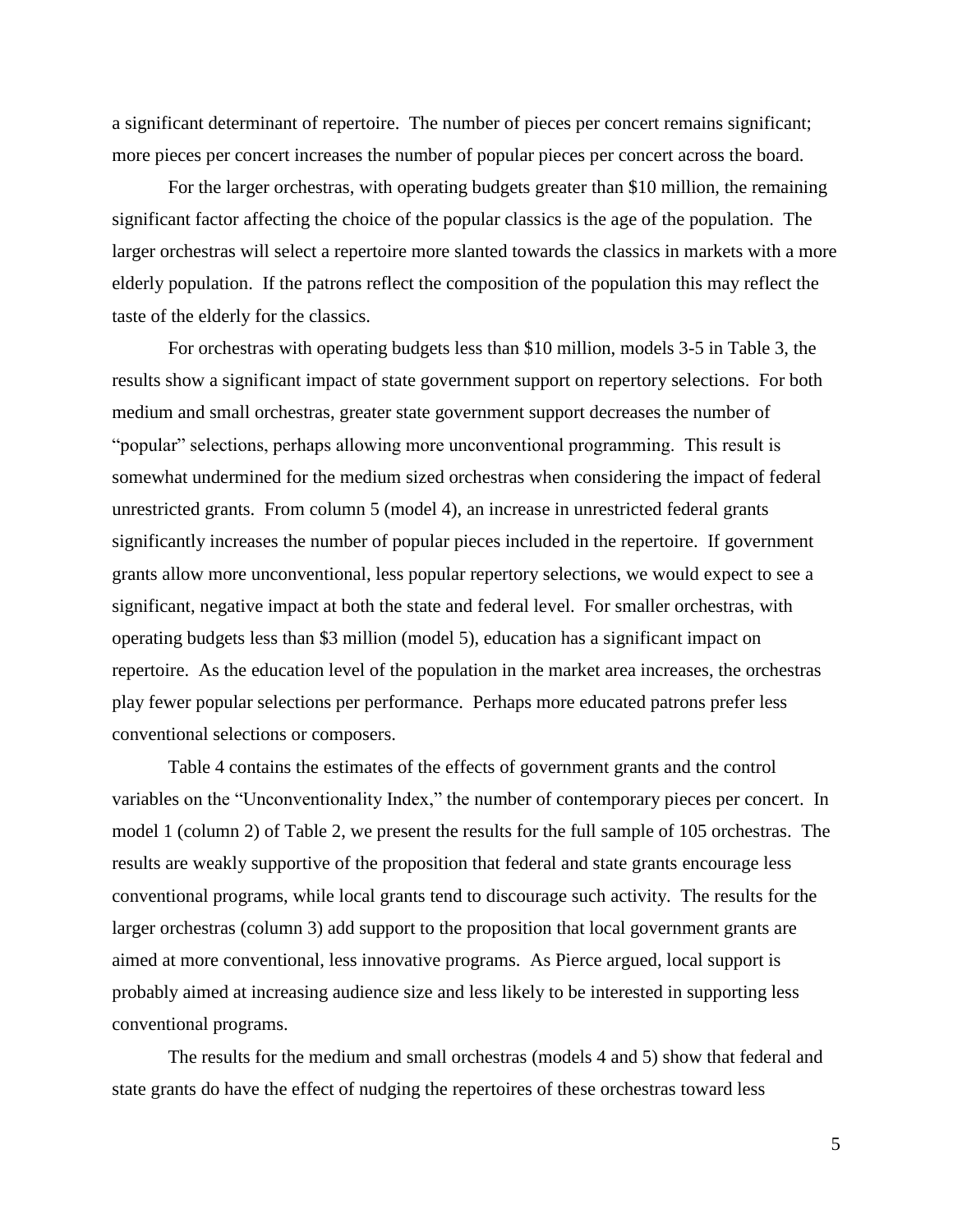a significant determinant of repertoire. The number of pieces per concert remains significant; more pieces per concert increases the number of popular pieces per concert across the board.

For the larger orchestras, with operating budgets greater than $10 million, the remaining significant factor affecting the choice of the popular classics is the age of the population. The larger orchestras will select a repertoire more slanted towards the classics in markets with a more elderly population. If the patrons reflect the composition of the population this may reflect the taste of the elderly for the classics.

For orchestras with operating budgets less than $10 million, models 3-5 in Table 3, the results show a significant impact of state government support on repertory selections. For both medium and small orchestras, greater state government support decreases the number of "popular" selections, perhaps allowing more unconventional programming. This result is somewhat undermined for the medium sized orchestras when considering the impact of federal unrestricted grants. From column 5 (model 4), an increase in unrestricted federal grants significantly increases the number of popular pieces included in the repertoire. If government grants allow more unconventional, less popular repertory selections, we would expect to see a significant, negative impact at both the state and federal level. For smaller orchestras, with operating budgets less than $3 million (model 5), education has a significant impact on repertoire. As the education level of the population in the market area increases, the orchestras play fewer popular selections per performance. Perhaps more educated patrons prefer less conventional selections or composers.

Table 4 contains the estimates of the effects of government grants and the control variables on the "Unconventionality Index," the number of contemporary pieces per concert. In model 1 (column 2) of Table 2, we present the results for the full sample of 105 orchestras. The results are weakly supportive of the proposition that federal and state grants encourage less conventional programs, while local grants tend to discourage such activity. The results for the larger orchestras (column 3) add support to the proposition that local government grants are aimed at more conventional, less innovative programs. As Pierce argued, local support is probably aimed at increasing audience size and less likely to be interested in supporting less conventional programs.

The results for the medium and small orchestras (models 4 and 5) show that federal and state grants do have the effect of nudging the repertoires of these orchestras toward less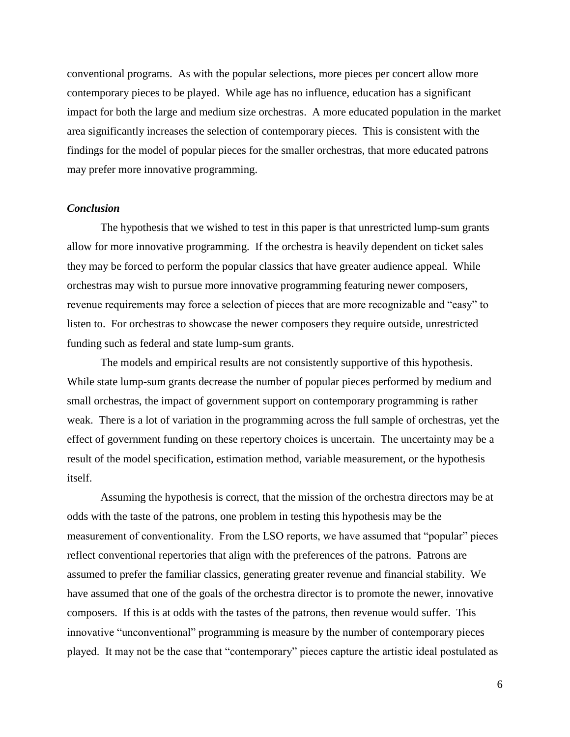conventional programs. As with the popular selections, more pieces per concert allow more contemporary pieces to be played. While age has no influence, education has a significant impact for both the large and medium size orchestras. A more educated population in the market area significantly increases the selection of contemporary pieces. This is consistent with the findings for the model of popular pieces for the smaller orchestras, that more educated patrons may prefer more innovative programming.

### *Conclusion*

The hypothesis that we wished to test in this paper is that unrestricted lump-sum grants allow for more innovative programming. If the orchestra is heavily dependent on ticket sales they may be forced to perform the popular classics that have greater audience appeal. While orchestras may wish to pursue more innovative programming featuring newer composers, revenue requirements may force a selection of pieces that are more recognizable and "easy" to listen to. For orchestras to showcase the newer composers they require outside, unrestricted funding such as federal and state lump-sum grants.

The models and empirical results are not consistently supportive of this hypothesis. While state lump-sum grants decrease the number of popular pieces performed by medium and small orchestras, the impact of government support on contemporary programming is rather weak. There is a lot of variation in the programming across the full sample of orchestras, yet the effect of government funding on these repertory choices is uncertain. The uncertainty may be a result of the model specification, estimation method, variable measurement, or the hypothesis itself.

Assuming the hypothesis is correct, that the mission of the orchestra directors may be at odds with the taste of the patrons, one problem in testing this hypothesis may be the measurement of conventionality. From the LSO reports, we have assumed that "popular" pieces reflect conventional repertories that align with the preferences of the patrons. Patrons are assumed to prefer the familiar classics, generating greater revenue and financial stability. We have assumed that one of the goals of the orchestra director is to promote the newer, innovative composers. If this is at odds with the tastes of the patrons, then revenue would suffer. This innovative "unconventional" programming is measure by the number of contemporary pieces played. It may not be the case that "contemporary" pieces capture the artistic ideal postulated as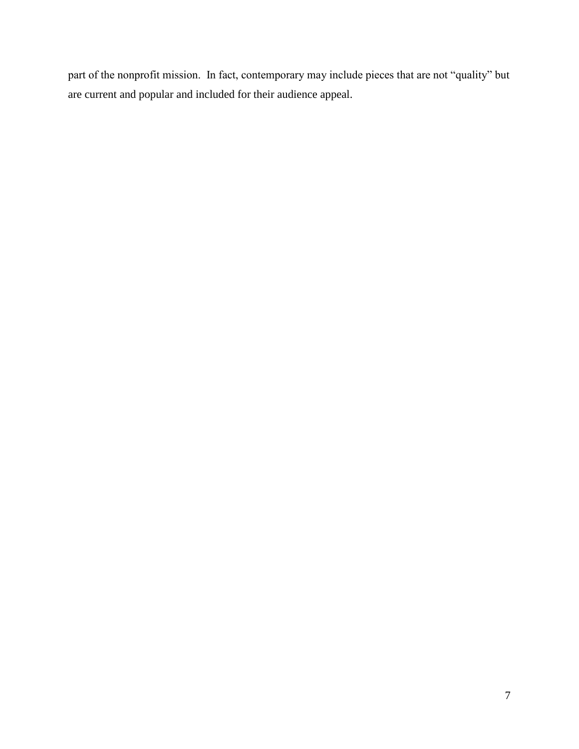part of the nonprofit mission. In fact, contemporary may include pieces that are not "quality" but are current and popular and included for their audience appeal.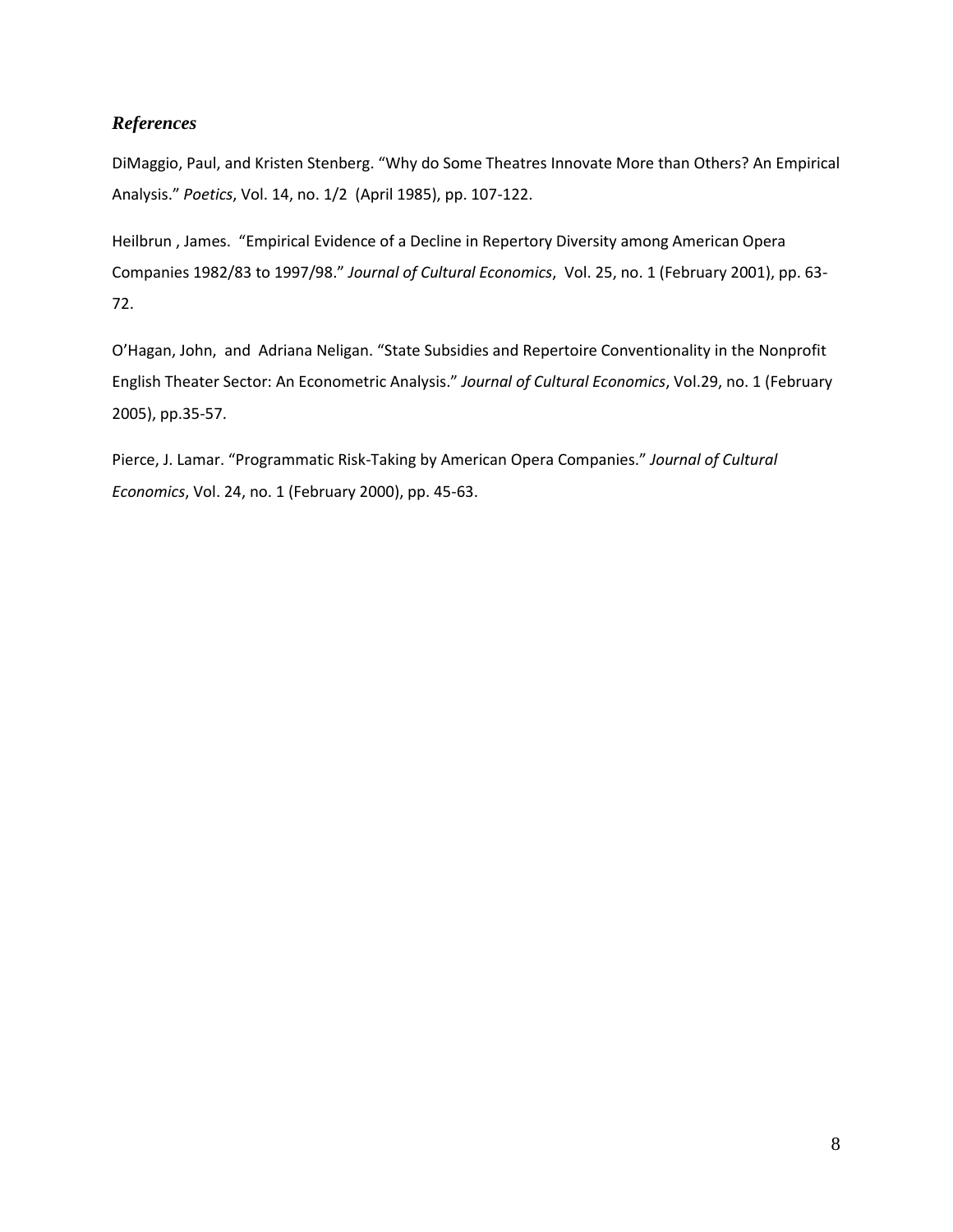### *References*

DiMaggio, Paul, and Kristen Stenberg. “Why do Some Theatres Innovate More than Others? An Empirical Analysis.” *Poetics*, Vol. 14, no. 1/2 (April 1985), pp. 107-122.

Heilbrun , James. “Empirical Evidence of a Decline in Repertory Diversity among American Opera Companies 1982/83 to 1997/98.” *Journal of Cultural Economics*, Vol. 25, no. 1 (February 2001), pp. 63-72.

O’Hagan, John, and Adriana Neligan. “State Subsidies and Repertoire Conventionality in the Nonprofit English Theater Sector: An Econometric Analysis.” *Journal of Cultural Economics*, Vol.29, no. 1 (February 2005), pp.35-57.

Pierce, J. Lamar. “Programmatic Risk-Taking by American Opera Companies.” *Journal of Cultural Economics*, Vol. 24, no. 1 (February 2000), pp. 45-63.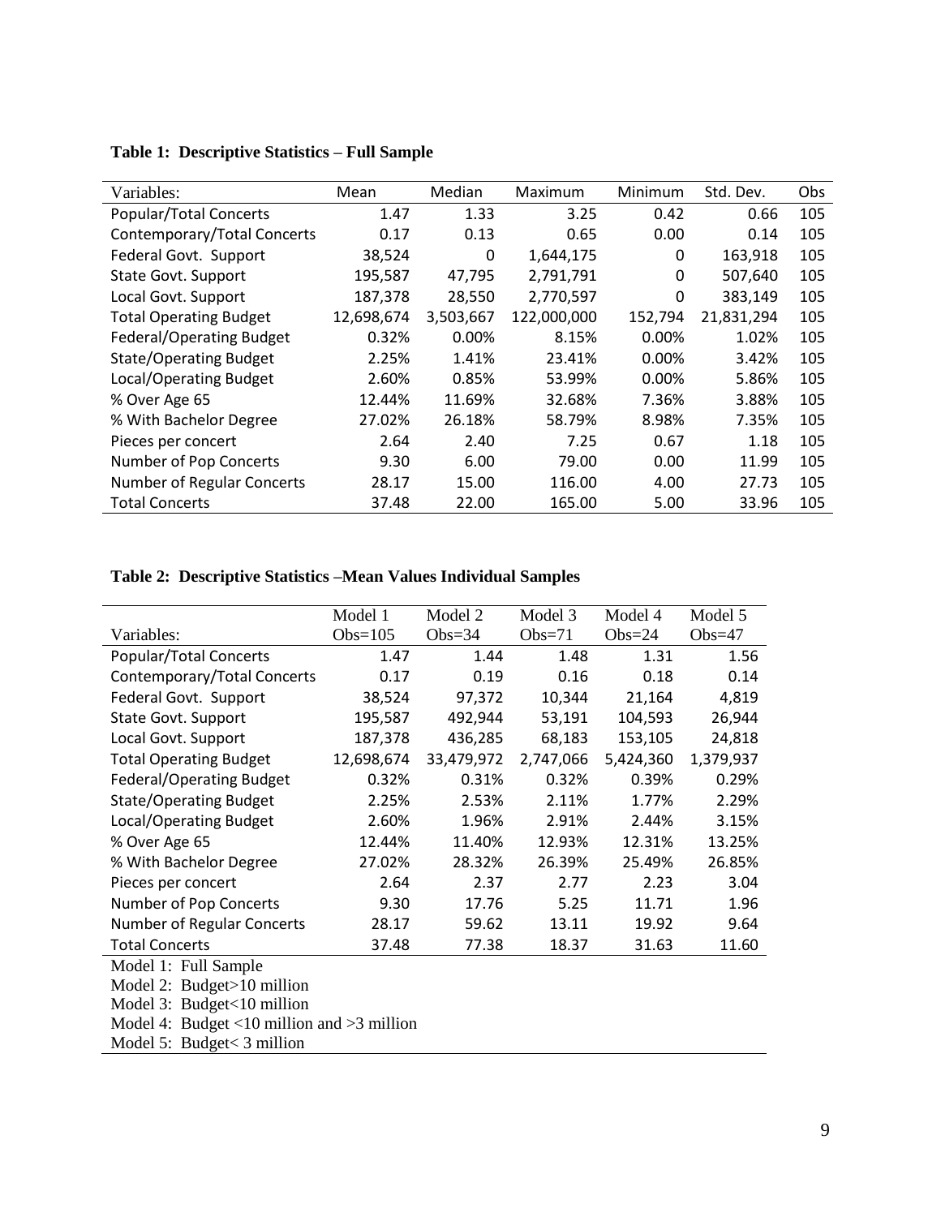**Table 1: Descriptive Statistics – Full Sample**

| Variables: | Mean | Median | Maximum | Minimum | Std. Dev. | Obs |
|---|---|---|---|---|---|---|
| Popular/Total Concerts | 1.47 | 1.33 | 3.25 | 0.42 | 0.66 | 105 |
| Contemporary/Total Concerts | 0.17 | 0.13 | 0.65 | 0.00 | 0.14 | 105 |
| Federal Govt. Support | 38,524 | 0 | 1,644,175 | 0 | 163,918 | 105 |
| State Govt. Support | 195,587 | 47,795 | 2,791,791 | 0 | 507,640 | 105 |
| Local Govt. Support | 187,378 | 28,550 | 2,770,597 | 0 | 383,149 | 105 |
| Total Operating Budget | 12,698,674 | 3,503,667 | 122,000,000 | 152,794 | 21,831,294 | 105 |
| Federal/Operating Budget | 0.32% | 0.00% | 8.15% | 0.00% | 1.02% | 105 |
| State/Operating Budget | 2.25% | 1.41% | 23.41% | 0.00% | 3.42% | 105 |
| Local/Operating Budget | 2.60% | 0.85% | 53.99% | 0.00% | 5.86% | 105 |
| % Over Age 65 | 12.44% | 11.69% | 32.68% | 7.36% | 3.88% | 105 |
| % With Bachelor Degree | 27.02% | 26.18% | 58.79% | 8.98% | 7.35% | 105 |
| Pieces per concert | 2.64 | 2.40 | 7.25 | 0.67 | 1.18 | 105 |
| Number of Pop Concerts | 9.30 | 6.00 | 79.00 | 0.00 | 11.99 | 105 |
| Number of Regular Concerts | 28.17 | 15.00 | 116.00 | 4.00 | 27.73 | 105 |
| Total Concerts | 37.48 | 22.00 | 165.00 | 5.00 | 33.96 | 105 |

**Table 2: Descriptive Statistics –Mean Values Individual Samples**

| Variables: | Model 1 Obs=105 | Model 2 Obs=34 | Model 3 Obs=71 | Model 4 Obs=24 | Model 5 Obs=47 |
|---|---|---|---|---|---|
| Popular/Total Concerts | 1.47 | 1.44 | 1.48 | 1.31 | 1.56 |
| Contemporary/Total Concerts | 0.17 | 0.19 | 0.16 | 0.18 | 0.14 |
| Federal Govt. Support | 38,524 | 97,372 | 10,344 | 21,164 | 4,819 |
| State Govt. Support | 195,587 | 492,944 | 53,191 | 104,593 | 26,944 |
| Local Govt. Support | 187,378 | 436,285 | 68,183 | 153,105 | 24,818 |
| Total Operating Budget | 12,698,674 | 33,479,972 | 2,747,066 | 5,424,360 | 1,379,937 |
| Federal/Operating Budget | 0.32% | 0.31% | 0.32% | 0.39% | 0.29% |
| State/Operating Budget | 2.25% | 2.53% | 2.11% | 1.77% | 2.29% |
| Local/Operating Budget | 2.60% | 1.96% | 2.91% | 2.44% | 3.15% |
| % Over Age 65 | 12.44% | 11.40% | 12.93% | 12.31% | 13.25% |
| % With Bachelor Degree | 27.02% | 28.32% | 26.39% | 25.49% | 26.85% |
| Pieces per concert | 2.64 | 2.37 | 2.77 | 2.23 | 3.04 |
| Number of Pop Concerts | 9.30 | 17.76 | 5.25 | 11.71 | 1.96 |
| Number of Regular Concerts | 28.17 | 59.62 | 13.11 | 19.92 | 9.64 |
| Total Concerts | 37.48 | 77.38 | 18.37 | 31.63 | 11.60 |

Model 1: Full Sample
Model 2: Budget>10 million
Model 3: Budget<10 million
Model 4: Budget <10 million and >3 million
Model 5: Budget< 3 million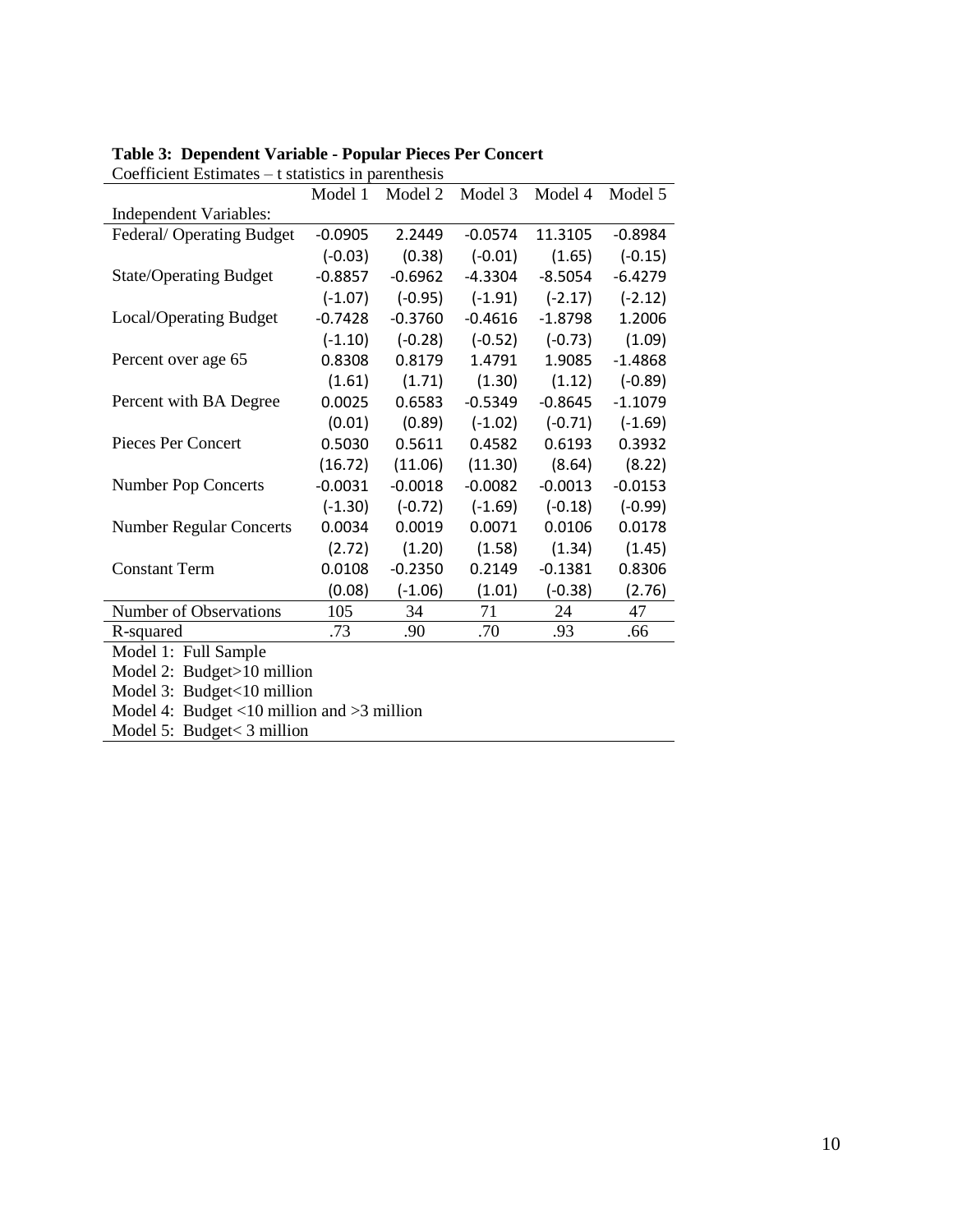**Table 3: Dependent Variable - Popular Pieces Per Concert**

Coefficient Estimates – t statistics in parenthesis

| | Model 1 | Model 2 | Model 3 | Model 4 | Model 5 |
|---|---|---|---|---|---|
| Independent Variables: | | | | | |
| Federal/ Operating Budget | -0.0905 | 2.2449 | -0.0574 | 11.3105 | -0.8984 |
| | (-0.03) | (0.38) | (-0.01) | (1.65) | (-0.15) |
| State/Operating Budget | -0.8857 | -0.6962 | -4.3304 | -8.5054 | -6.4279 |
| | (-1.07) | (-0.95) | (-1.91) | (-2.17) | (-2.12) |
| Local/Operating Budget | -0.7428 | -0.3760 | -0.4616 | -1.8798 | 1.2006 |
| | (-1.10) | (-0.28) | (-0.52) | (-0.73) | (1.09) |
| Percent over age 65 | 0.8308 | 0.8179 | 1.4791 | 1.9085 | -1.4868 |
| | (1.61) | (1.71) | (1.30) | (1.12) | (-0.89) |
| Percent with BA Degree | 0.0025 | 0.6583 | -0.5349 | -0.8645 | -1.1079 |
| | (0.01) | (0.89) | (-1.02) | (-0.71) | (-1.69) |
| Pieces Per Concert | 0.5030 | 0.5611 | 0.4582 | 0.6193 | 0.3932 |
| | (16.72) | (11.06) | (11.30) | (8.64) | (8.22) |
| Number Pop Concerts | -0.0031 | -0.0018 | -0.0082 | -0.0013 | -0.0153 |
| | (-1.30) | (-0.72) | (-1.69) | (-0.18) | (-0.99) |
| Number Regular Concerts | 0.0034 | 0.0019 | 0.0071 | 0.0106 | 0.0178 |
| | (2.72) | (1.20) | (1.58) | (1.34) | (1.45) |
| Constant Term | 0.0108 | -0.2350 | 0.2149 | -0.1381 | 0.8306 |
| | (0.08) | (-1.06) | (1.01) | (-0.38) | (2.76) |
| Number of Observations | 105 | 34 | 71 | 24 | 47 |
| R-squared | .73 | .90 | .70 | .93 | .66 |

Model 1: Full Sample
Model 2: Budget>10 million
Model 3: Budget<10 million
Model 4: Budget <10 million and >3 million
Model 5: Budget< 3 million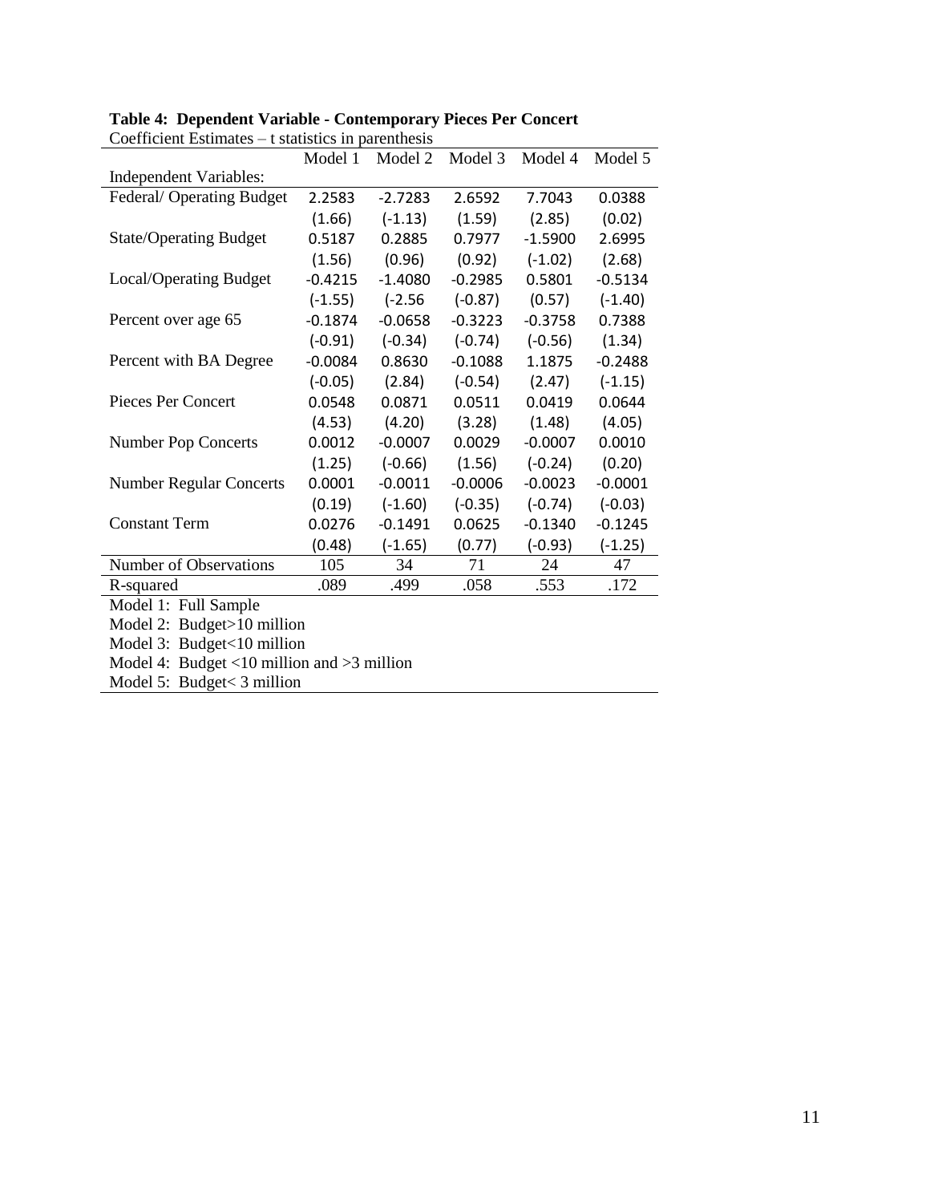**Table 4: Dependent Variable - Contemporary Pieces Per Concert**

Coefficient Estimates – t statistics in parenthesis

| | Model 1 | Model 2 | Model 3 | Model 4 | Model 5 |
|---|---|---|---|---|---|
| Independent Variables: | | | | | |
| Federal/ Operating Budget | 2.2583 | -2.7283 | 2.6592 | 7.7043 | 0.0388 |
| | (1.66) | (-1.13) | (1.59) | (2.85) | (0.02) |
| State/Operating Budget | 0.5187 | 0.2885 | 0.7977 | -1.5900 | 2.6995 |
| | (1.56) | (0.96) | (0.92) | (-1.02) | (2.68) |
| Local/Operating Budget | -0.4215 | -1.4080 | -0.2985 | 0.5801 | -0.5134 |
| | (-1.55) | (-2.56 | (-0.87) | (0.57) | (-1.40) |
| Percent over age 65 | -0.1874 | -0.0658 | -0.3223 | -0.3758 | 0.7388 |
| | (-0.91) | (-0.34) | (-0.74) | (-0.56) | (1.34) |
| Percent with BA Degree | -0.0084 | 0.8630 | -0.1088 | 1.1875 | -0.2488 |
| | (-0.05) | (2.84) | (-0.54) | (2.47) | (-1.15) |
| Pieces Per Concert | 0.0548 | 0.0871 | 0.0511 | 0.0419 | 0.0644 |
| | (4.53) | (4.20) | (3.28) | (1.48) | (4.05) |
| Number Pop Concerts | 0.0012 | -0.0007 | 0.0029 | -0.0007 | 0.0010 |
| | (1.25) | (-0.66) | (1.56) | (-0.24) | (0.20) |
| Number Regular Concerts | 0.0001 | -0.0011 | -0.0006 | -0.0023 | -0.0001 |
| | (0.19) | (-1.60) | (-0.35) | (-0.74) | (-0.03) |
| Constant Term | 0.0276 | -0.1491 | 0.0625 | -0.1340 | -0.1245 |
| | (0.48) | (-1.65) | (0.77) | (-0.93) | (-1.25) |
| Number of Observations | 105 | 34 | 71 | 24 | 47 |
| R-squared | .089 | .499 | .058 | .553 | .172 |

Model 1: Full Sample

Model 2: Budget>10 million

Model 3: Budget<10 million

Model 4: Budget <10 million and >3 million

Model 5: Budget< 3 million